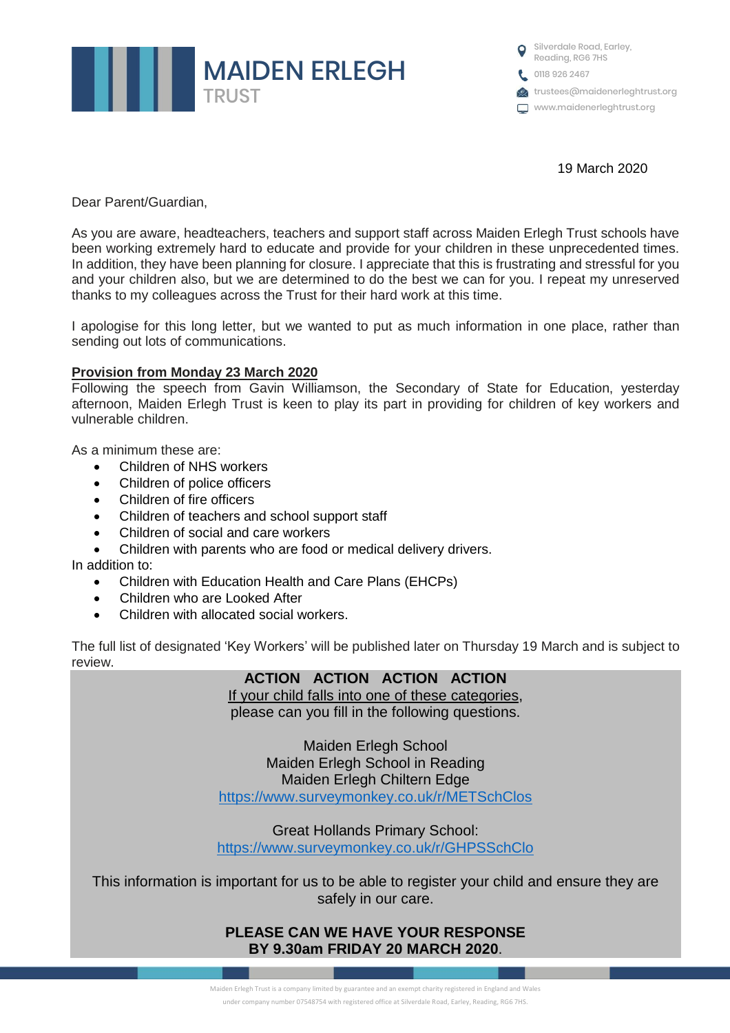MAIDEN ERLEGH TRUST

Silverdale Road, Earley, Reading, RG6 7HS
0118 926 2467
trustees@maidenerleghtrust.org
www.maidenerleghtrust.org

19 March 2020

Dear Parent/Guardian,

As you are aware, headteachers, teachers and support staff across Maiden Erlegh Trust schools have been working extremely hard to educate and provide for your children in these unprecedented times. In addition, they have been planning for closure. I appreciate that this is frustrating and stressful for you and your children also, but we are determined to do the best we can for you. I repeat my unreserved thanks to my colleagues across the Trust for their hard work at this time.

I apologise for this long letter, but we wanted to put as much information in one place, rather than sending out lots of communications.

**Provision from Monday 23 March 2020**

Following the speech from Gavin Williamson, the Secondary of State for Education, yesterday afternoon, Maiden Erlegh Trust is keen to play its part in providing for children of key workers and vulnerable children.

As a minimum these are:

- Children of NHS workers
- Children of police officers
- Children of fire officers
- Children of teachers and school support staff
- Children of social and care workers
- Children with parents who are food or medical delivery drivers.

In addition to:

- Children with Education Health and Care Plans (EHCPs)
- Children who are Looked After
- Children with allocated social workers.

The full list of designated 'Key Workers' will be published later on Thursday 19 March and is subject to review.

**ACTION ACTION ACTION ACTION**

If your child falls into one of these categories, please can you fill in the following questions.

Maiden Erlegh School
Maiden Erlegh School in Reading
Maiden Erlegh Chiltern Edge
https://www.surveymonkey.co.uk/r/METSchClos

Great Hollands Primary School:
https://www.surveymonkey.co.uk/r/GHPSSchClo

This information is important for us to be able to register your child and ensure they are safely in our care.

**PLEASE CAN WE HAVE YOUR RESPONSE BY 9.30am FRIDAY 20 MARCH 2020**.

Maiden Erlegh Trust is a company limited by guarantee and an exempt charity registered in England and Wales under company number 07548754 with registered office at Silverdale Road, Earley, Reading, RG6 7HS.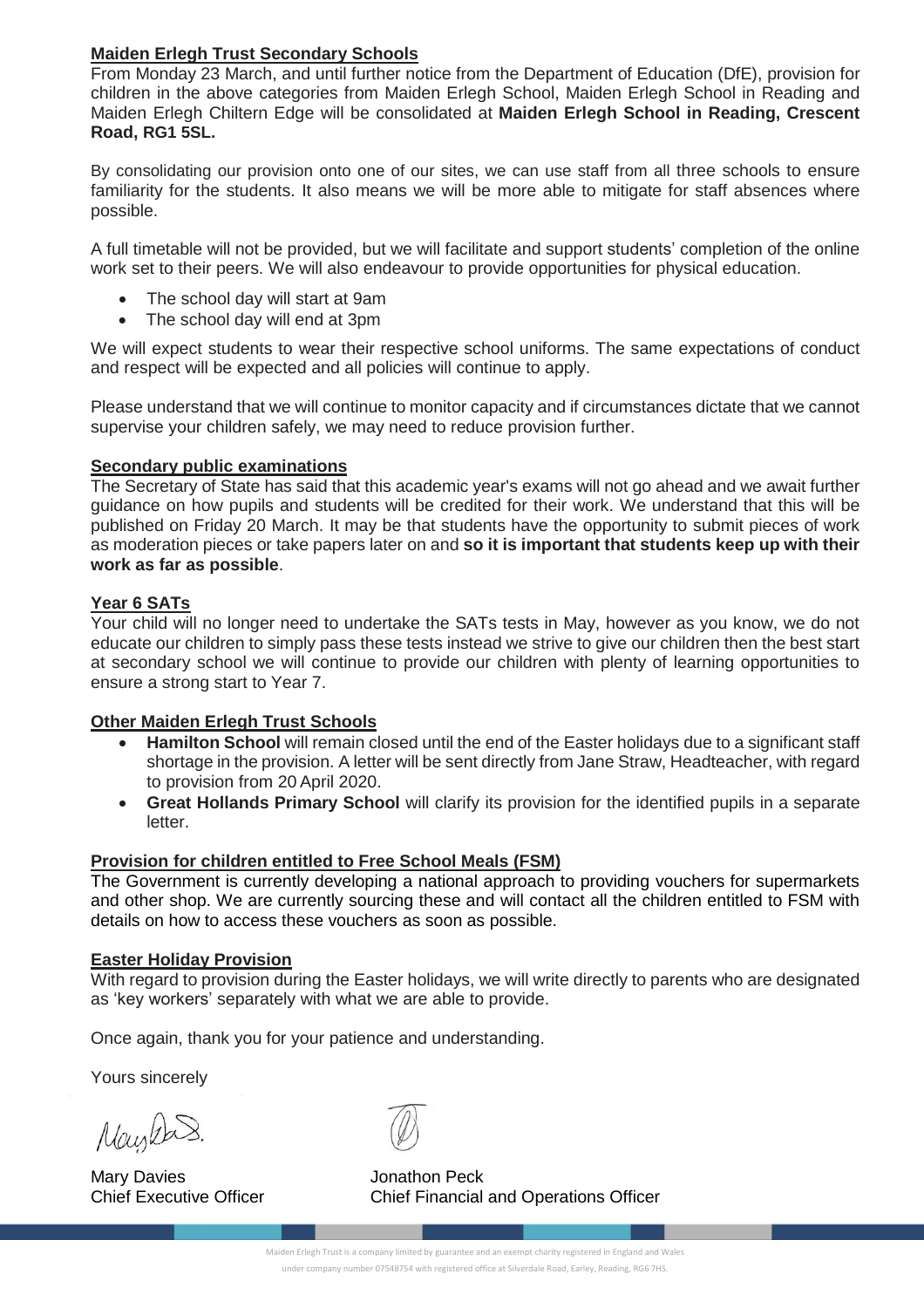**Maiden Erlegh Trust Secondary Schools**

From Monday 23 March, and until further notice from the Department of Education (DfE), provision for children in the above categories from Maiden Erlegh School, Maiden Erlegh School in Reading and Maiden Erlegh Chiltern Edge will be consolidated at **Maiden Erlegh School in Reading, Crescent Road, RG1 5SL.**

By consolidating our provision onto one of our sites, we can use staff from all three schools to ensure familiarity for the students. It also means we will be more able to mitigate for staff absences where possible.

A full timetable will not be provided, but we will facilitate and support students' completion of the online work set to their peers. We will also endeavour to provide opportunities for physical education.

- The school day will start at 9am
- The school day will end at 3pm

We will expect students to wear their respective school uniforms. The same expectations of conduct and respect will be expected and all policies will continue to apply.

Please understand that we will continue to monitor capacity and if circumstances dictate that we cannot supervise your children safely, we may need to reduce provision further.

**Secondary public examinations**

The Secretary of State has said that this academic year's exams will not go ahead and we await further guidance on how pupils and students will be credited for their work. We understand that this will be published on Friday 20 March. It may be that students have the opportunity to submit pieces of work as moderation pieces or take papers later on and **so it is important that students keep up with their work as far as possible**.

**Year 6 SATs**

Your child will no longer need to undertake the SATs tests in May, however as you know, we do not educate our children to simply pass these tests instead we strive to give our children then the best start at secondary school we will continue to provide our children with plenty of learning opportunities to ensure a strong start to Year 7.

**Other Maiden Erlegh Trust Schools**

- **Hamilton School** will remain closed until the end of the Easter holidays due to a significant staff shortage in the provision. A letter will be sent directly from Jane Straw, Headteacher, with regard to provision from 20 April 2020.
- **Great Hollands Primary School** will clarify its provision for the identified pupils in a separate letter.

**Provision for children entitled to Free School Meals (FSM)**

The Government is currently developing a national approach to providing vouchers for supermarkets and other shop. We are currently sourcing these and will contact all the children entitled to FSM with details on how to access these vouchers as soon as possible.

**Easter Holiday Provision**

With regard to provision during the Easter holidays, we will write directly to parents who are designated as 'key workers' separately with what we are able to provide.

Once again, thank you for your patience and understanding.

Yours sincerely

Mary Davies
Chief Executive Officer

Jonathon Peck
Chief Financial and Operations Officer

Maiden Erlegh Trust is a company limited by guarantee and an exempt charity registered in England and Wales under company number 07548754 with registered office at Silverdale Road, Earley, Reading, RG6 7HS.